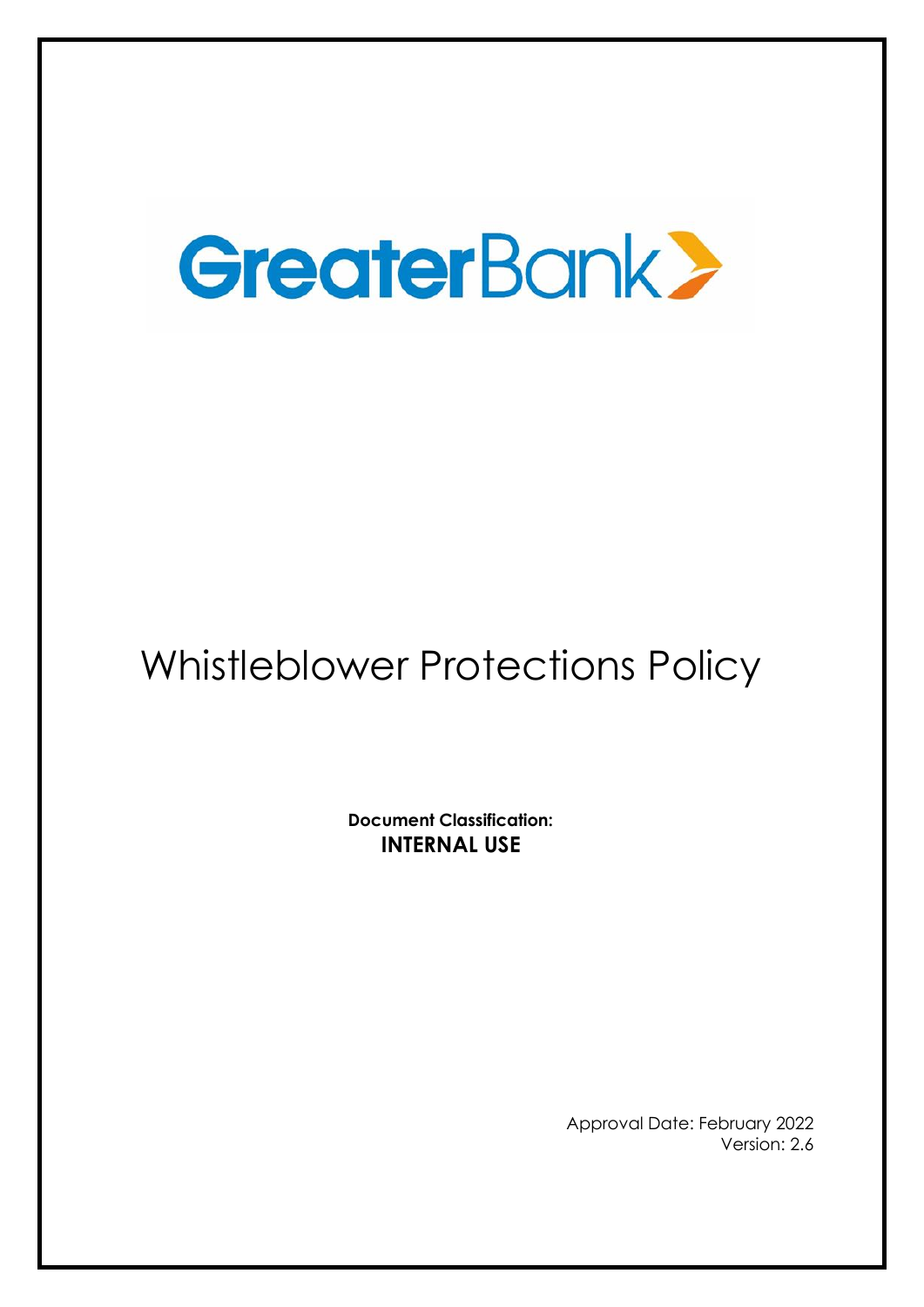GreaterBank

# Whistleblower Protections Policy

**Document Classification:**
**INTERNAL USE**

Approval Date: February 2022
Version: 2.6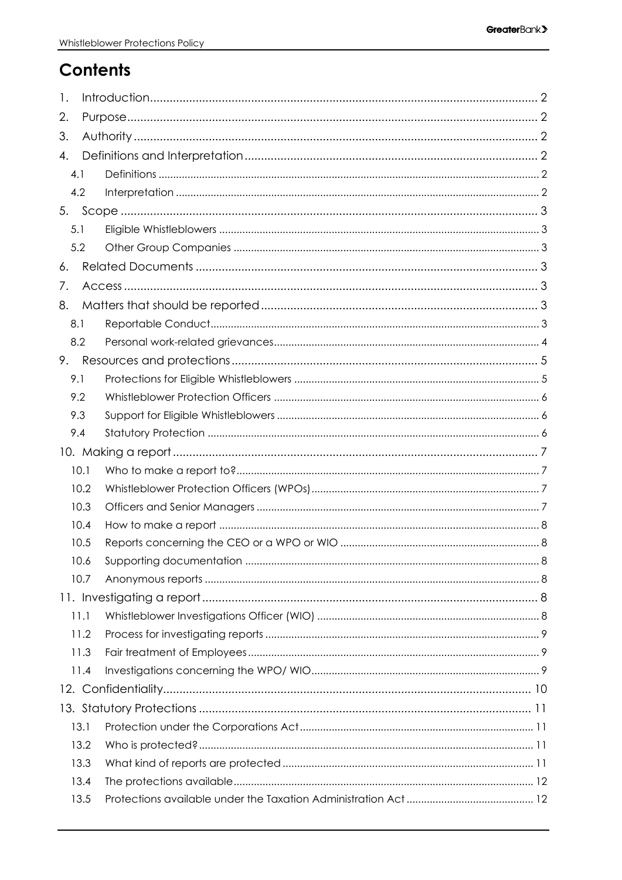# Contents

1. Introduction ... 2
2. Purpose ... 2
3. Authority ... 2
4. Definitions and Interpretation ... 2
   - 4.1 Definitions ... 2
   - 4.2 Interpretation ... 2
5. Scope ... 3
   - 5.1 Eligible Whistleblowers ... 3
   - 5.2 Other Group Companies ... 3
6. Related Documents ... 3
7. Access ... 3
8. Matters that should be reported ... 3
   - 8.1 Reportable Conduct ... 3
   - 8.2 Personal work-related grievances ... 4
9. Resources and protections ... 5
   - 9.1 Protections for Eligible Whistleblowers ... 5
   - 9.2 Whistleblower Protection Officers ... 6
   - 9.3 Support for Eligible Whistleblowers ... 6
   - 9.4 Statutory Protection ... 6
10. Making a report ... 7
    - 10.1 Who to make a report to? ... 7
    - 10.2 Whistleblower Protection Officers (WPOs) ... 7
    - 10.3 Officers and Senior Managers ... 7
    - 10.4 How to make a report ... 8
    - 10.5 Reports concerning the CEO or a WPO or WIO ... 8
    - 10.6 Supporting documentation ... 8
    - 10.7 Anonymous reports ... 8
11. Investigating a report ... 8
    - 11.1 Whistleblower Investigations Officer (WIO) ... 8
    - 11.2 Process for investigating reports ... 9
    - 11.3 Fair treatment of Employees ... 9
    - 11.4 Investigations concerning the WPO/ WIO ... 9
12. Confidentiality ... 10
13. Statutory Protections ... 11
    - 13.1 Protection under the Corporations Act ... 11
    - 13.2 Who is protected? ... 11
    - 13.3 What kind of reports are protected ... 11
    - 13.4 The protections available ... 12
    - 13.5 Protections available under the Taxation Administration Act ... 12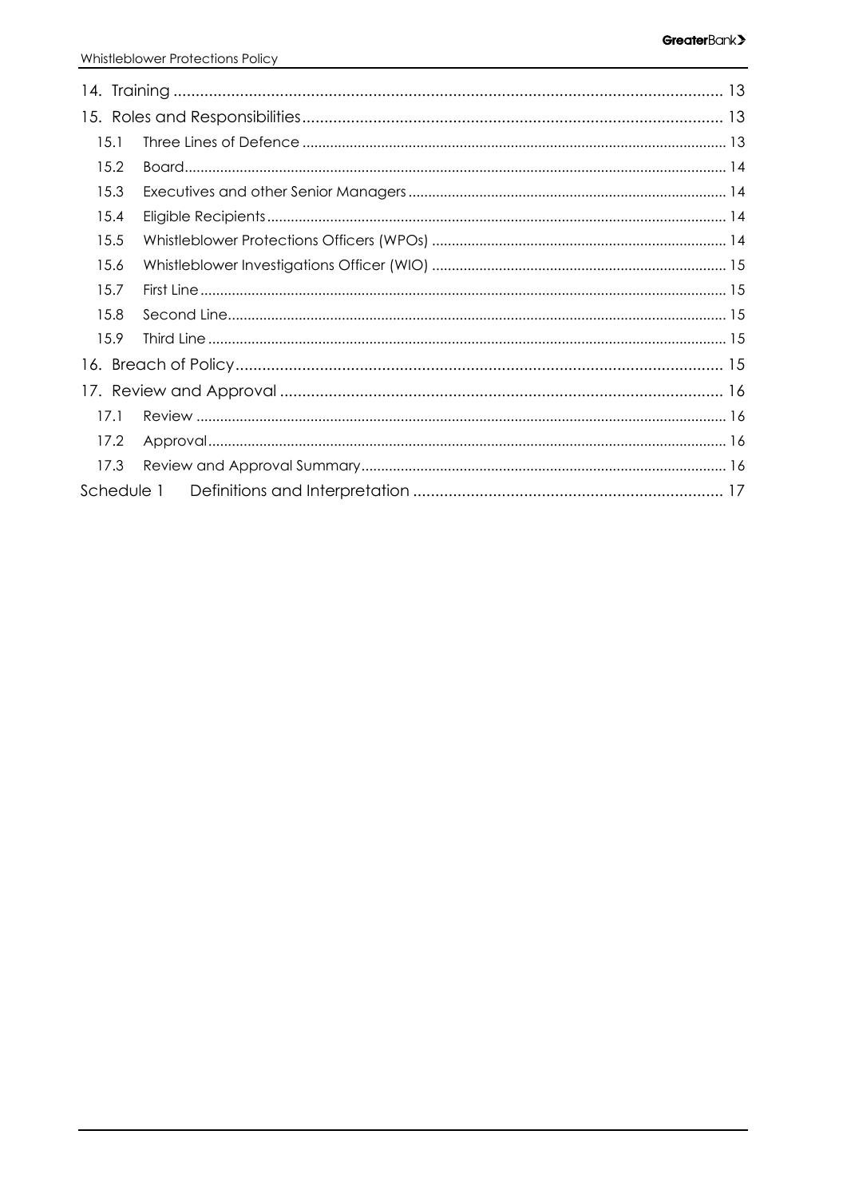| | | |
|---|---|---|
| 14. Training | | 13 |
| 15. Roles and Responsibilities | | 13 |
| 15.1 | Three Lines of Defence | 13 |
| 15.2 | Board | 14 |
| 15.3 | Executives and other Senior Managers | 14 |
| 15.4 | Eligible Recipients | 14 |
| 15.5 | Whistleblower Protections Officers (WPOs) | 14 |
| 15.6 | Whistleblower Investigations Officer (WIO) | 15 |
| 15.7 | First Line | 15 |
| 15.8 | Second Line | 15 |
| 15.9 | Third Line | 15 |
| 16. Breach of Policy | | 15 |
| 17. Review and Approval | | 16 |
| 17.1 | Review | 16 |
| 17.2 | Approval | 16 |
| 17.3 | Review and Approval Summary | 16 |
| Schedule 1 | Definitions and Interpretation | 17 |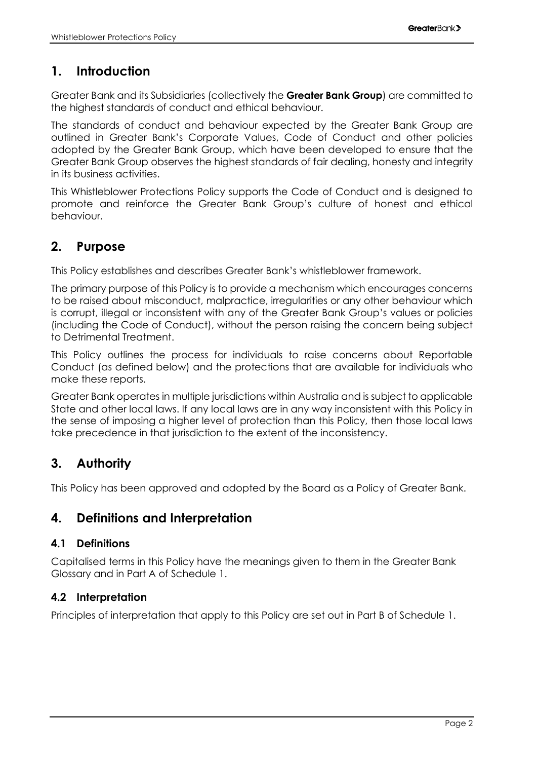## 1. Introduction

Greater Bank and its Subsidiaries (collectively the **Greater Bank Group**) are committed to the highest standards of conduct and ethical behaviour.

The standards of conduct and behaviour expected by the Greater Bank Group are outlined in Greater Bank's Corporate Values, Code of Conduct and other policies adopted by the Greater Bank Group, which have been developed to ensure that the Greater Bank Group observes the highest standards of fair dealing, honesty and integrity in its business activities.

This Whistleblower Protections Policy supports the Code of Conduct and is designed to promote and reinforce the Greater Bank Group's culture of honest and ethical behaviour.

## 2. Purpose

This Policy establishes and describes Greater Bank's whistleblower framework.

The primary purpose of this Policy is to provide a mechanism which encourages concerns to be raised about misconduct, malpractice, irregularities or any other behaviour which is corrupt, illegal or inconsistent with any of the Greater Bank Group's values or policies (including the Code of Conduct), without the person raising the concern being subject to Detrimental Treatment.

This Policy outlines the process for individuals to raise concerns about Reportable Conduct (as defined below) and the protections that are available for individuals who make these reports.

Greater Bank operates in multiple jurisdictions within Australia and is subject to applicable State and other local laws. If any local laws are in any way inconsistent with this Policy in the sense of imposing a higher level of protection than this Policy, then those local laws take precedence in that jurisdiction to the extent of the inconsistency.

## 3. Authority

This Policy has been approved and adopted by the Board as a Policy of Greater Bank.

## 4. Definitions and Interpretation

### 4.1 Definitions

Capitalised terms in this Policy have the meanings given to them in the Greater Bank Glossary and in Part A of Schedule 1.

### 4.2 Interpretation

Principles of interpretation that apply to this Policy are set out in Part B of Schedule 1.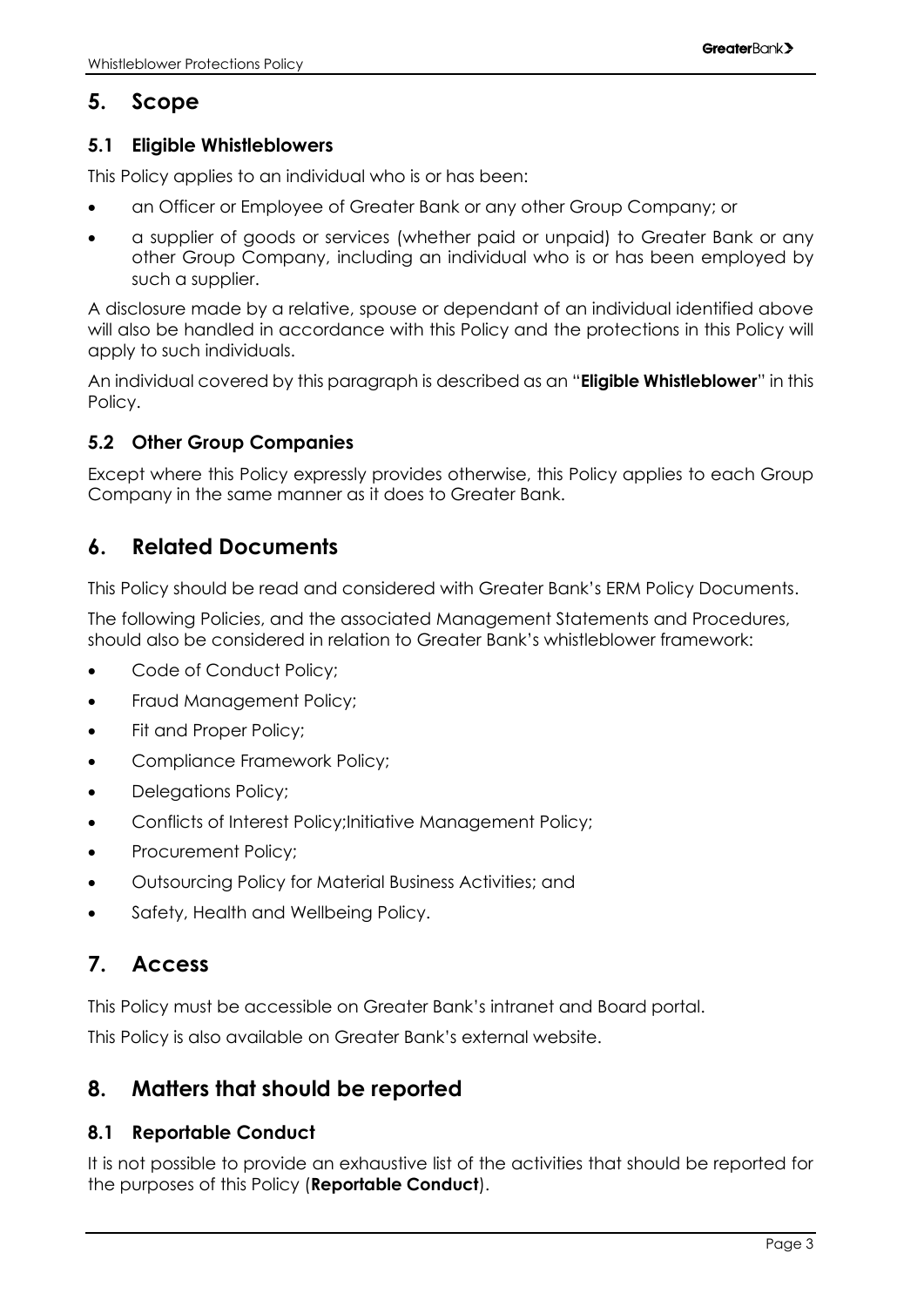## 5. Scope

### 5.1 Eligible Whistleblowers

This Policy applies to an individual who is or has been:

- an Officer or Employee of Greater Bank or any other Group Company; or
- a supplier of goods or services (whether paid or unpaid) to Greater Bank or any other Group Company, including an individual who is or has been employed by such a supplier.

A disclosure made by a relative, spouse or dependant of an individual identified above will also be handled in accordance with this Policy and the protections in this Policy will apply to such individuals.

An individual covered by this paragraph is described as an "**Eligible Whistleblower**" in this Policy.

### 5.2 Other Group Companies

Except where this Policy expressly provides otherwise, this Policy applies to each Group Company in the same manner as it does to Greater Bank.

## 6. Related Documents

This Policy should be read and considered with Greater Bank's ERM Policy Documents.

The following Policies, and the associated Management Statements and Procedures, should also be considered in relation to Greater Bank's whistleblower framework:

- Code of Conduct Policy;
- Fraud Management Policy;
- Fit and Proper Policy;
- Compliance Framework Policy;
- Delegations Policy;
- Conflicts of Interest Policy;Initiative Management Policy;
- Procurement Policy;
- Outsourcing Policy for Material Business Activities; and
- Safety, Health and Wellbeing Policy.

## 7. Access

This Policy must be accessible on Greater Bank's intranet and Board portal.

This Policy is also available on Greater Bank's external website.

## 8. Matters that should be reported

### 8.1 Reportable Conduct

It is not possible to provide an exhaustive list of the activities that should be reported for the purposes of this Policy (**Reportable Conduct**).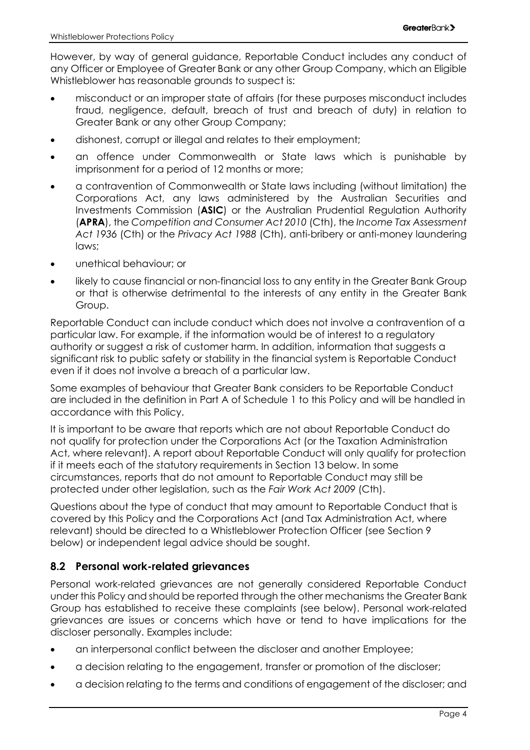However, by way of general guidance, Reportable Conduct includes any conduct of any Officer or Employee of Greater Bank or any other Group Company, which an Eligible Whistleblower has reasonable grounds to suspect is:

- misconduct or an improper state of affairs (for these purposes misconduct includes fraud, negligence, default, breach of trust and breach of duty) in relation to Greater Bank or any other Group Company;
- dishonest, corrupt or illegal and relates to their employment;
- an offence under Commonwealth or State laws which is punishable by imprisonment for a period of 12 months or more;
- a contravention of Commonwealth or State laws including (without limitation) the Corporations Act, any laws administered by the Australian Securities and Investments Commission (**ASIC**) or the Australian Prudential Regulation Authority (**APRA**), the *Competition and Consumer Act 2010* (Cth), the *Income Tax Assessment Act 1936* (Cth) or the *Privacy Act 1988* (Cth), anti-bribery or anti-money laundering laws;
- unethical behaviour; or
- likely to cause financial or non-financial loss to any entity in the Greater Bank Group or that is otherwise detrimental to the interests of any entity in the Greater Bank Group.

Reportable Conduct can include conduct which does not involve a contravention of a particular law. For example, if the information would be of interest to a regulatory authority or suggest a risk of customer harm. In addition, information that suggests a significant risk to public safety or stability in the financial system is Reportable Conduct even if it does not involve a breach of a particular law.

Some examples of behaviour that Greater Bank considers to be Reportable Conduct are included in the definition in Part A of Schedule 1 to this Policy and will be handled in accordance with this Policy.

It is important to be aware that reports which are not about Reportable Conduct do not qualify for protection under the Corporations Act (or the Taxation Administration Act, where relevant). A report about Reportable Conduct will only qualify for protection if it meets each of the statutory requirements in Section 13 below. In some circumstances, reports that do not amount to Reportable Conduct may still be protected under other legislation, such as the *Fair Work Act 2009* (Cth).

Questions about the type of conduct that may amount to Reportable Conduct that is covered by this Policy and the Corporations Act (and Tax Administration Act, where relevant) should be directed to a Whistleblower Protection Officer (see Section 9 below) or independent legal advice should be sought.

## 8.2 Personal work-related grievances

Personal work-related grievances are not generally considered Reportable Conduct under this Policy and should be reported through the other mechanisms the Greater Bank Group has established to receive these complaints (see below). Personal work-related grievances are issues or concerns which have or tend to have implications for the discloser personally. Examples include:

- an interpersonal conflict between the discloser and another Employee;
- a decision relating to the engagement, transfer or promotion of the discloser;
- a decision relating to the terms and conditions of engagement of the discloser; and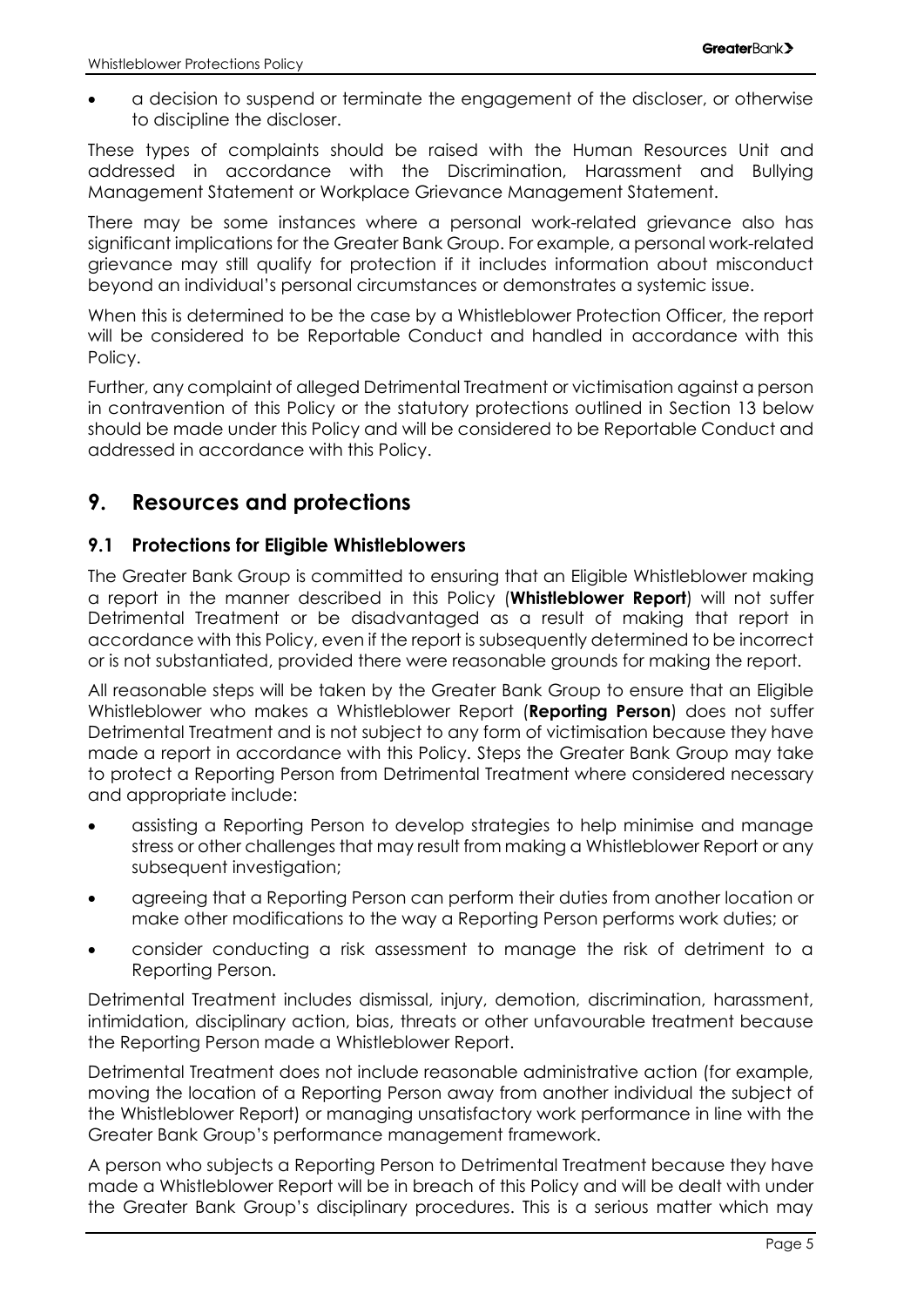- a decision to suspend or terminate the engagement of the discloser, or otherwise to discipline the discloser.

These types of complaints should be raised with the Human Resources Unit and addressed in accordance with the Discrimination, Harassment and Bullying Management Statement or Workplace Grievance Management Statement.

There may be some instances where a personal work-related grievance also has significant implications for the Greater Bank Group. For example, a personal work-related grievance may still qualify for protection if it includes information about misconduct beyond an individual's personal circumstances or demonstrates a systemic issue.

When this is determined to be the case by a Whistleblower Protection Officer, the report will be considered to be Reportable Conduct and handled in accordance with this Policy.

Further, any complaint of alleged Detrimental Treatment or victimisation against a person in contravention of this Policy or the statutory protections outlined in Section 13 below should be made under this Policy and will be considered to be Reportable Conduct and addressed in accordance with this Policy.

# 9. Resources and protections

## 9.1 Protections for Eligible Whistleblowers

The Greater Bank Group is committed to ensuring that an Eligible Whistleblower making a report in the manner described in this Policy (**Whistleblower Report**) will not suffer Detrimental Treatment or be disadvantaged as a result of making that report in accordance with this Policy, even if the report is subsequently determined to be incorrect or is not substantiated, provided there were reasonable grounds for making the report.

All reasonable steps will be taken by the Greater Bank Group to ensure that an Eligible Whistleblower who makes a Whistleblower Report (**Reporting Person**) does not suffer Detrimental Treatment and is not subject to any form of victimisation because they have made a report in accordance with this Policy. Steps the Greater Bank Group may take to protect a Reporting Person from Detrimental Treatment where considered necessary and appropriate include:

- assisting a Reporting Person to develop strategies to help minimise and manage stress or other challenges that may result from making a Whistleblower Report or any subsequent investigation;
- agreeing that a Reporting Person can perform their duties from another location or make other modifications to the way a Reporting Person performs work duties; or
- consider conducting a risk assessment to manage the risk of detriment to a Reporting Person.

Detrimental Treatment includes dismissal, injury, demotion, discrimination, harassment, intimidation, disciplinary action, bias, threats or other unfavourable treatment because the Reporting Person made a Whistleblower Report.

Detrimental Treatment does not include reasonable administrative action (for example, moving the location of a Reporting Person away from another individual the subject of the Whistleblower Report) or managing unsatisfactory work performance in line with the Greater Bank Group's performance management framework.

A person who subjects a Reporting Person to Detrimental Treatment because they have made a Whistleblower Report will be in breach of this Policy and will be dealt with under the Greater Bank Group's disciplinary procedures. This is a serious matter which may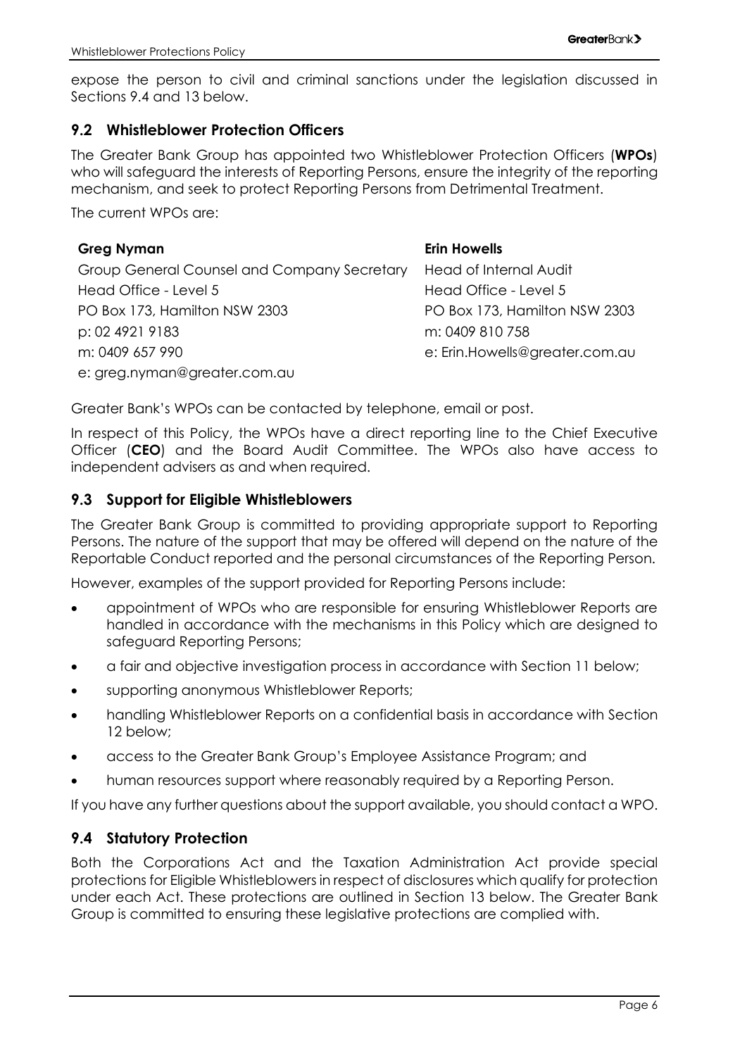expose the person to civil and criminal sanctions under the legislation discussed in Sections 9.4 and 13 below.

### 9.2 Whistleblower Protection Officers

The Greater Bank Group has appointed two Whistleblower Protection Officers (**WPOs**) who will safeguard the interests of Reporting Persons, ensure the integrity of the reporting mechanism, and seek to protect Reporting Persons from Detrimental Treatment.

The current WPOs are:

**Greg Nyman**
Group General Counsel and Company Secretary
Head Office - Level 5
PO Box 173, Hamilton NSW 2303
p: 02 4921 9183
m: 0409 657 990
e: greg.nyman@greater.com.au

**Erin Howells**
Head of Internal Audit
Head Office - Level 5
PO Box 173, Hamilton NSW 2303
m: 0409 810 758
e: Erin.Howells@greater.com.au

Greater Bank's WPOs can be contacted by telephone, email or post.

In respect of this Policy, the WPOs have a direct reporting line to the Chief Executive Officer (**CEO**) and the Board Audit Committee. The WPOs also have access to independent advisers as and when required.

### 9.3 Support for Eligible Whistleblowers

The Greater Bank Group is committed to providing appropriate support to Reporting Persons. The nature of the support that may be offered will depend on the nature of the Reportable Conduct reported and the personal circumstances of the Reporting Person.

However, examples of the support provided for Reporting Persons include:

- appointment of WPOs who are responsible for ensuring Whistleblower Reports are handled in accordance with the mechanisms in this Policy which are designed to safeguard Reporting Persons;
- a fair and objective investigation process in accordance with Section 11 below;
- supporting anonymous Whistleblower Reports;
- handling Whistleblower Reports on a confidential basis in accordance with Section 12 below;
- access to the Greater Bank Group's Employee Assistance Program; and
- human resources support where reasonably required by a Reporting Person.

If you have any further questions about the support available, you should contact a WPO.

### 9.4 Statutory Protection

Both the Corporations Act and the Taxation Administration Act provide special protections for Eligible Whistleblowers in respect of disclosures which qualify for protection under each Act. These protections are outlined in Section 13 below. The Greater Bank Group is committed to ensuring these legislative protections are complied with.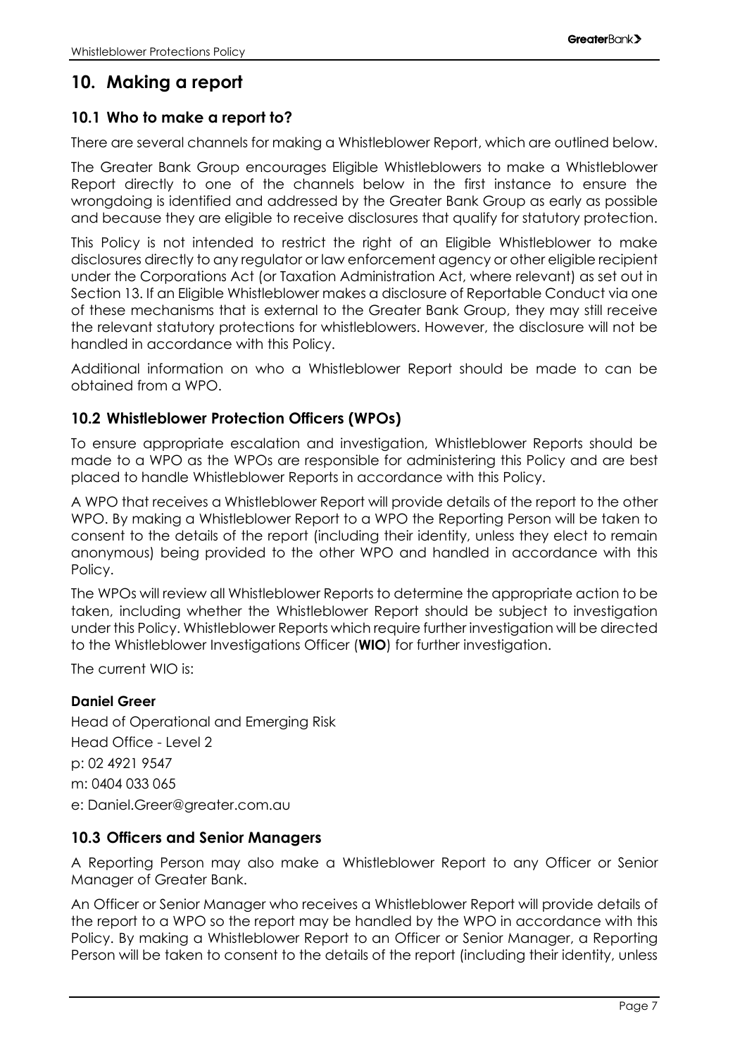## 10. Making a report

### 10.1 Who to make a report to?

There are several channels for making a Whistleblower Report, which are outlined below.

The Greater Bank Group encourages Eligible Whistleblowers to make a Whistleblower Report directly to one of the channels below in the first instance to ensure the wrongdoing is identified and addressed by the Greater Bank Group as early as possible and because they are eligible to receive disclosures that qualify for statutory protection.

This Policy is not intended to restrict the right of an Eligible Whistleblower to make disclosures directly to any regulator or law enforcement agency or other eligible recipient under the Corporations Act (or Taxation Administration Act, where relevant) as set out in Section 13. If an Eligible Whistleblower makes a disclosure of Reportable Conduct via one of these mechanisms that is external to the Greater Bank Group, they may still receive the relevant statutory protections for whistleblowers. However, the disclosure will not be handled in accordance with this Policy.

Additional information on who a Whistleblower Report should be made to can be obtained from a WPO.

### 10.2 Whistleblower Protection Officers (WPOs)

To ensure appropriate escalation and investigation, Whistleblower Reports should be made to a WPO as the WPOs are responsible for administering this Policy and are best placed to handle Whistleblower Reports in accordance with this Policy.

A WPO that receives a Whistleblower Report will provide details of the report to the other WPO. By making a Whistleblower Report to a WPO the Reporting Person will be taken to consent to the details of the report (including their identity, unless they elect to remain anonymous) being provided to the other WPO and handled in accordance with this Policy.

The WPOs will review all Whistleblower Reports to determine the appropriate action to be taken, including whether the Whistleblower Report should be subject to investigation under this Policy. Whistleblower Reports which require further investigation will be directed to the Whistleblower Investigations Officer (**WIO**) for further investigation.

The current WIO is:

**Daniel Greer**

Head of Operational and Emerging Risk
Head Office - Level 2
p: 02 4921 9547
m: 0404 033 065
e: Daniel.Greer@greater.com.au

### 10.3 Officers and Senior Managers

A Reporting Person may also make a Whistleblower Report to any Officer or Senior Manager of Greater Bank.

An Officer or Senior Manager who receives a Whistleblower Report will provide details of the report to a WPO so the report may be handled by the WPO in accordance with this Policy. By making a Whistleblower Report to an Officer or Senior Manager, a Reporting Person will be taken to consent to the details of the report (including their identity, unless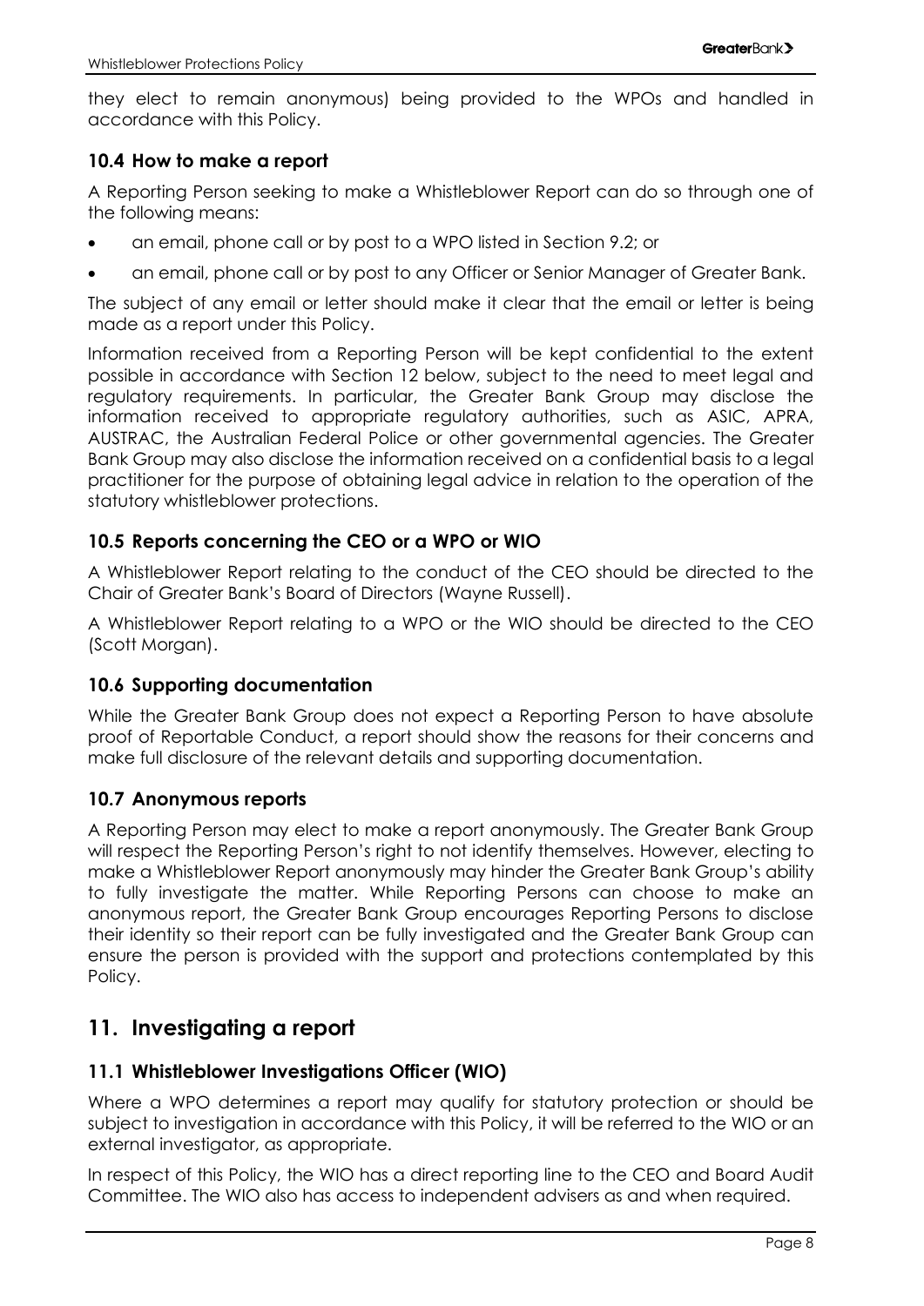they elect to remain anonymous) being provided to the WPOs and handled in accordance with this Policy.

### 10.4 How to make a report

A Reporting Person seeking to make a Whistleblower Report can do so through one of the following means:

- an email, phone call or by post to a WPO listed in Section 9.2; or
- an email, phone call or by post to any Officer or Senior Manager of Greater Bank.

The subject of any email or letter should make it clear that the email or letter is being made as a report under this Policy.

Information received from a Reporting Person will be kept confidential to the extent possible in accordance with Section 12 below, subject to the need to meet legal and regulatory requirements. In particular, the Greater Bank Group may disclose the information received to appropriate regulatory authorities, such as ASIC, APRA, AUSTRAC, the Australian Federal Police or other governmental agencies. The Greater Bank Group may also disclose the information received on a confidential basis to a legal practitioner for the purpose of obtaining legal advice in relation to the operation of the statutory whistleblower protections.

### 10.5 Reports concerning the CEO or a WPO or WIO

A Whistleblower Report relating to the conduct of the CEO should be directed to the Chair of Greater Bank's Board of Directors (Wayne Russell).

A Whistleblower Report relating to a WPO or the WIO should be directed to the CEO (Scott Morgan).

### 10.6 Supporting documentation

While the Greater Bank Group does not expect a Reporting Person to have absolute proof of Reportable Conduct, a report should show the reasons for their concerns and make full disclosure of the relevant details and supporting documentation.

### 10.7 Anonymous reports

A Reporting Person may elect to make a report anonymously. The Greater Bank Group will respect the Reporting Person's right to not identify themselves. However, electing to make a Whistleblower Report anonymously may hinder the Greater Bank Group's ability to fully investigate the matter. While Reporting Persons can choose to make an anonymous report, the Greater Bank Group encourages Reporting Persons to disclose their identity so their report can be fully investigated and the Greater Bank Group can ensure the person is provided with the support and protections contemplated by this Policy.

## 11. Investigating a report

### 11.1 Whistleblower Investigations Officer (WIO)

Where a WPO determines a report may qualify for statutory protection or should be subject to investigation in accordance with this Policy, it will be referred to the WIO or an external investigator, as appropriate.

In respect of this Policy, the WIO has a direct reporting line to the CEO and Board Audit Committee. The WIO also has access to independent advisers as and when required.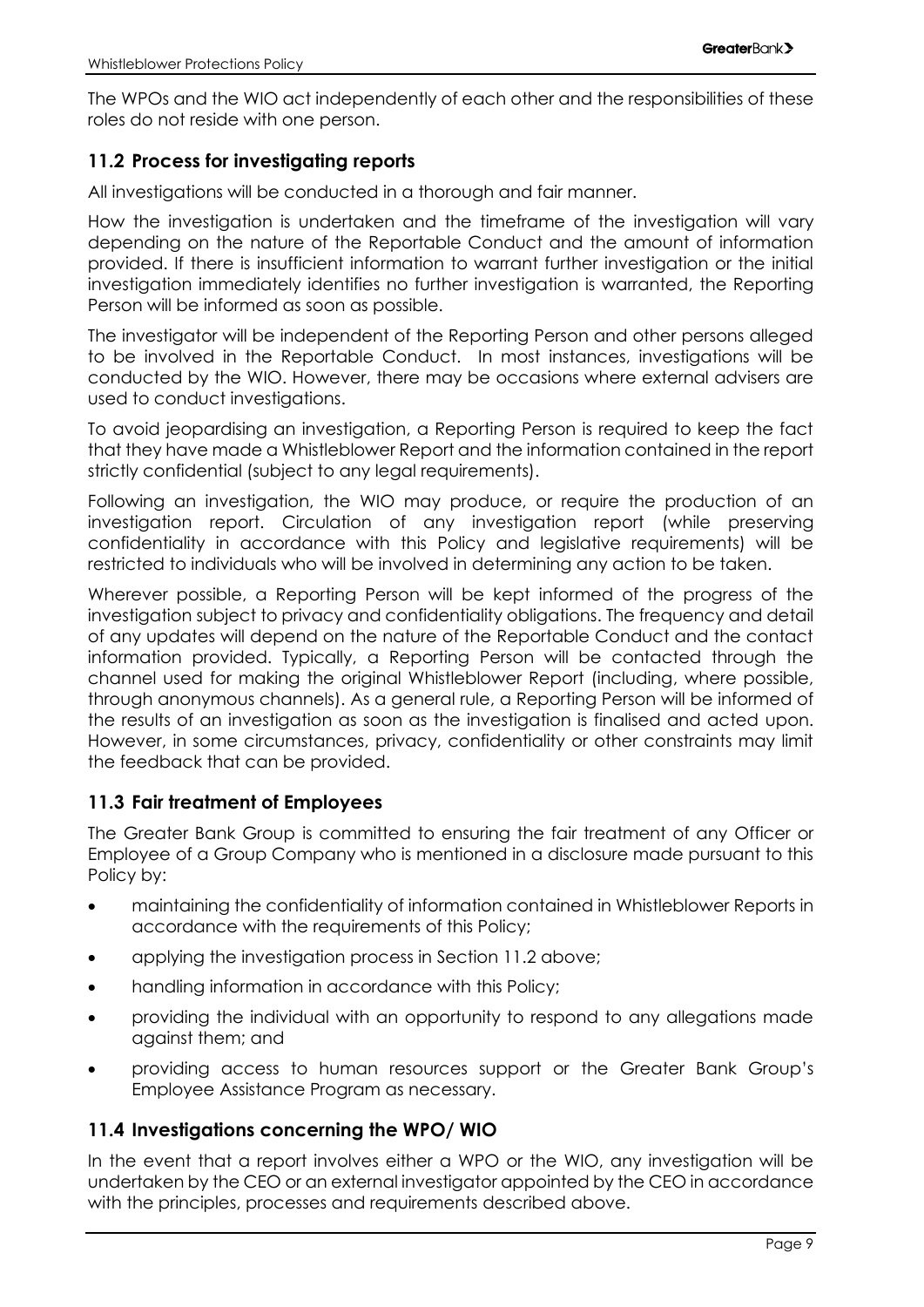The WPOs and the WIO act independently of each other and the responsibilities of these roles do not reside with one person.

## 11.2 Process for investigating reports

All investigations will be conducted in a thorough and fair manner.

How the investigation is undertaken and the timeframe of the investigation will vary depending on the nature of the Reportable Conduct and the amount of information provided. If there is insufficient information to warrant further investigation or the initial investigation immediately identifies no further investigation is warranted, the Reporting Person will be informed as soon as possible.

The investigator will be independent of the Reporting Person and other persons alleged to be involved in the Reportable Conduct. In most instances, investigations will be conducted by the WIO. However, there may be occasions where external advisers are used to conduct investigations.

To avoid jeopardising an investigation, a Reporting Person is required to keep the fact that they have made a Whistleblower Report and the information contained in the report strictly confidential (subject to any legal requirements).

Following an investigation, the WIO may produce, or require the production of an investigation report. Circulation of any investigation report (while preserving confidentiality in accordance with this Policy and legislative requirements) will be restricted to individuals who will be involved in determining any action to be taken.

Wherever possible, a Reporting Person will be kept informed of the progress of the investigation subject to privacy and confidentiality obligations. The frequency and detail of any updates will depend on the nature of the Reportable Conduct and the contact information provided. Typically, a Reporting Person will be contacted through the channel used for making the original Whistleblower Report (including, where possible, through anonymous channels). As a general rule, a Reporting Person will be informed of the results of an investigation as soon as the investigation is finalised and acted upon. However, in some circumstances, privacy, confidentiality or other constraints may limit the feedback that can be provided.

## 11.3 Fair treatment of Employees

The Greater Bank Group is committed to ensuring the fair treatment of any Officer or Employee of a Group Company who is mentioned in a disclosure made pursuant to this Policy by:

- maintaining the confidentiality of information contained in Whistleblower Reports in accordance with the requirements of this Policy;
- applying the investigation process in Section 11.2 above;
- handling information in accordance with this Policy;
- providing the individual with an opportunity to respond to any allegations made against them; and
- providing access to human resources support or the Greater Bank Group's Employee Assistance Program as necessary.

## 11.4 Investigations concerning the WPO/ WIO

In the event that a report involves either a WPO or the WIO, any investigation will be undertaken by the CEO or an external investigator appointed by the CEO in accordance with the principles, processes and requirements described above.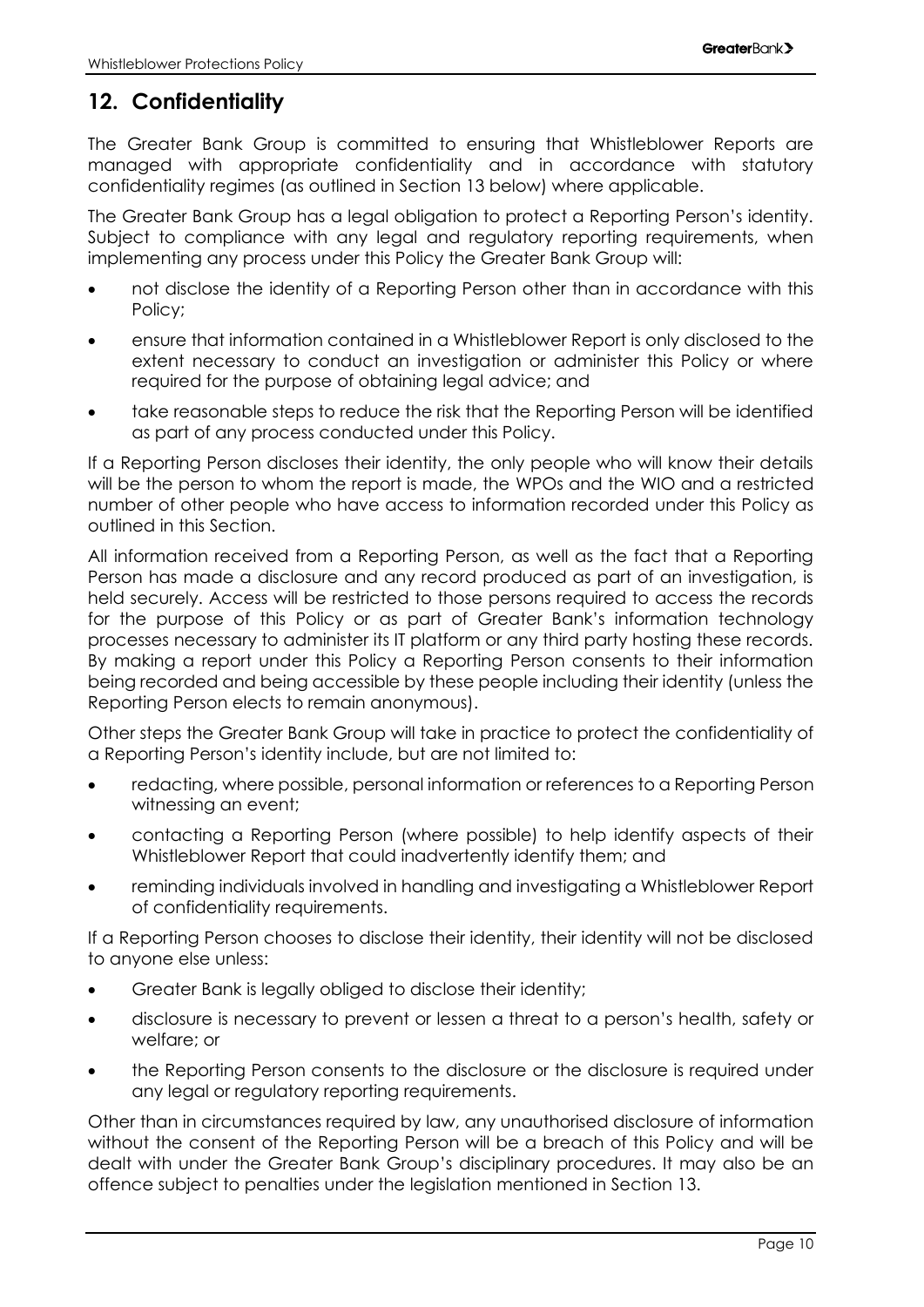## 12. Confidentiality

The Greater Bank Group is committed to ensuring that Whistleblower Reports are managed with appropriate confidentiality and in accordance with statutory confidentiality regimes (as outlined in Section 13 below) where applicable.

The Greater Bank Group has a legal obligation to protect a Reporting Person's identity. Subject to compliance with any legal and regulatory reporting requirements, when implementing any process under this Policy the Greater Bank Group will:

- not disclose the identity of a Reporting Person other than in accordance with this Policy;
- ensure that information contained in a Whistleblower Report is only disclosed to the extent necessary to conduct an investigation or administer this Policy or where required for the purpose of obtaining legal advice; and
- take reasonable steps to reduce the risk that the Reporting Person will be identified as part of any process conducted under this Policy.

If a Reporting Person discloses their identity, the only people who will know their details will be the person to whom the report is made, the WPOs and the WIO and a restricted number of other people who have access to information recorded under this Policy as outlined in this Section.

All information received from a Reporting Person, as well as the fact that a Reporting Person has made a disclosure and any record produced as part of an investigation, is held securely. Access will be restricted to those persons required to access the records for the purpose of this Policy or as part of Greater Bank's information technology processes necessary to administer its IT platform or any third party hosting these records. By making a report under this Policy a Reporting Person consents to their information being recorded and being accessible by these people including their identity (unless the Reporting Person elects to remain anonymous).

Other steps the Greater Bank Group will take in practice to protect the confidentiality of a Reporting Person's identity include, but are not limited to:

- redacting, where possible, personal information or references to a Reporting Person witnessing an event;
- contacting a Reporting Person (where possible) to help identify aspects of their Whistleblower Report that could inadvertently identify them; and
- reminding individuals involved in handling and investigating a Whistleblower Report of confidentiality requirements.

If a Reporting Person chooses to disclose their identity, their identity will not be disclosed to anyone else unless:

- Greater Bank is legally obliged to disclose their identity;
- disclosure is necessary to prevent or lessen a threat to a person's health, safety or welfare; or
- the Reporting Person consents to the disclosure or the disclosure is required under any legal or regulatory reporting requirements.

Other than in circumstances required by law, any unauthorised disclosure of information without the consent of the Reporting Person will be a breach of this Policy and will be dealt with under the Greater Bank Group's disciplinary procedures. It may also be an offence subject to penalties under the legislation mentioned in Section 13.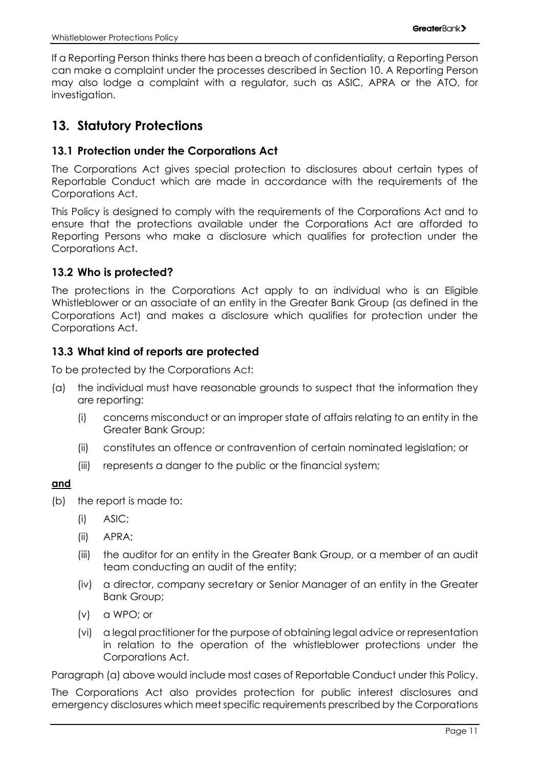If a Reporting Person thinks there has been a breach of confidentiality, a Reporting Person can make a complaint under the processes described in Section 10. A Reporting Person may also lodge a complaint with a regulator, such as ASIC, APRA or the ATO, for investigation.

## 13. Statutory Protections

### 13.1 Protection under the Corporations Act

The Corporations Act gives special protection to disclosures about certain types of Reportable Conduct which are made in accordance with the requirements of the Corporations Act.

This Policy is designed to comply with the requirements of the Corporations Act and to ensure that the protections available under the Corporations Act are afforded to Reporting Persons who make a disclosure which qualifies for protection under the Corporations Act.

### 13.2 Who is protected?

The protections in the Corporations Act apply to an individual who is an Eligible Whistleblower or an associate of an entity in the Greater Bank Group (as defined in the Corporations Act) and makes a disclosure which qualifies for protection under the Corporations Act.

### 13.3 What kind of reports are protected

To be protected by the Corporations Act:

(a) the individual must have reasonable grounds to suspect that the information they are reporting:

  (i) concerns misconduct or an improper state of affairs relating to an entity in the Greater Bank Group;

  (ii) constitutes an offence or contravention of certain nominated legislation; or

  (iii) represents a danger to the public or the financial system;

**and**

(b) the report is made to:

  (i) ASIC;

  (ii) APRA;

  (iii) the auditor for an entity in the Greater Bank Group, or a member of an audit team conducting an audit of the entity;

  (iv) a director, company secretary or Senior Manager of an entity in the Greater Bank Group;

  (v) a WPO; or

  (vi) a legal practitioner for the purpose of obtaining legal advice or representation in relation to the operation of the whistleblower protections under the Corporations Act.

Paragraph (a) above would include most cases of Reportable Conduct under this Policy.

The Corporations Act also provides protection for public interest disclosures and emergency disclosures which meet specific requirements prescribed by the Corporations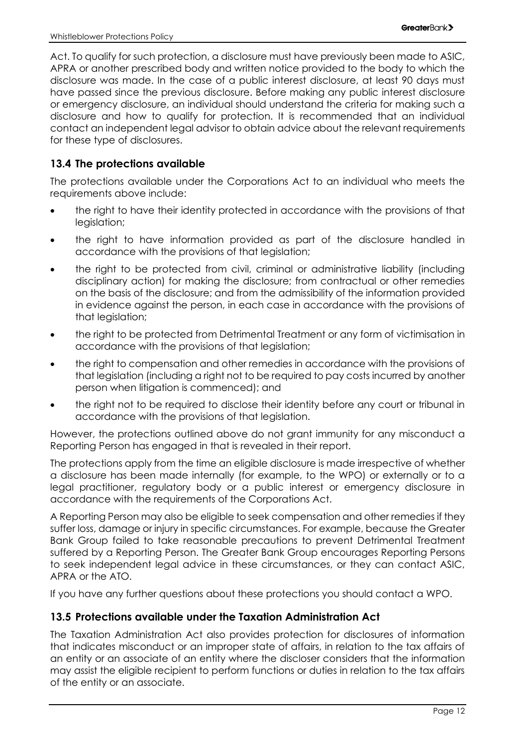Act. To qualify for such protection, a disclosure must have previously been made to ASIC, APRA or another prescribed body and written notice provided to the body to which the disclosure was made. In the case of a public interest disclosure, at least 90 days must have passed since the previous disclosure. Before making any public interest disclosure or emergency disclosure, an individual should understand the criteria for making such a disclosure and how to qualify for protection. It is recommended that an individual contact an independent legal advisor to obtain advice about the relevant requirements for these type of disclosures.

### 13.4 The protections available

The protections available under the Corporations Act to an individual who meets the requirements above include:

- the right to have their identity protected in accordance with the provisions of that legislation;
- the right to have information provided as part of the disclosure handled in accordance with the provisions of that legislation;
- the right to be protected from civil, criminal or administrative liability (including disciplinary action) for making the disclosure; from contractual or other remedies on the basis of the disclosure; and from the admissibility of the information provided in evidence against the person, in each case in accordance with the provisions of that legislation;
- the right to be protected from Detrimental Treatment or any form of victimisation in accordance with the provisions of that legislation;
- the right to compensation and other remedies in accordance with the provisions of that legislation (including a right not to be required to pay costs incurred by another person when litigation is commenced); and
- the right not to be required to disclose their identity before any court or tribunal in accordance with the provisions of that legislation.

However, the protections outlined above do not grant immunity for any misconduct a Reporting Person has engaged in that is revealed in their report.

The protections apply from the time an eligible disclosure is made irrespective of whether a disclosure has been made internally (for example, to the WPO) or externally or to a legal practitioner, regulatory body or a public interest or emergency disclosure in accordance with the requirements of the Corporations Act.

A Reporting Person may also be eligible to seek compensation and other remedies if they suffer loss, damage or injury in specific circumstances. For example, because the Greater Bank Group failed to take reasonable precautions to prevent Detrimental Treatment suffered by a Reporting Person. The Greater Bank Group encourages Reporting Persons to seek independent legal advice in these circumstances, or they can contact ASIC, APRA or the ATO.

If you have any further questions about these protections you should contact a WPO.

### 13.5 Protections available under the Taxation Administration Act

The Taxation Administration Act also provides protection for disclosures of information that indicates misconduct or an improper state of affairs, in relation to the tax affairs of an entity or an associate of an entity where the discloser considers that the information may assist the eligible recipient to perform functions or duties in relation to the tax affairs of the entity or an associate.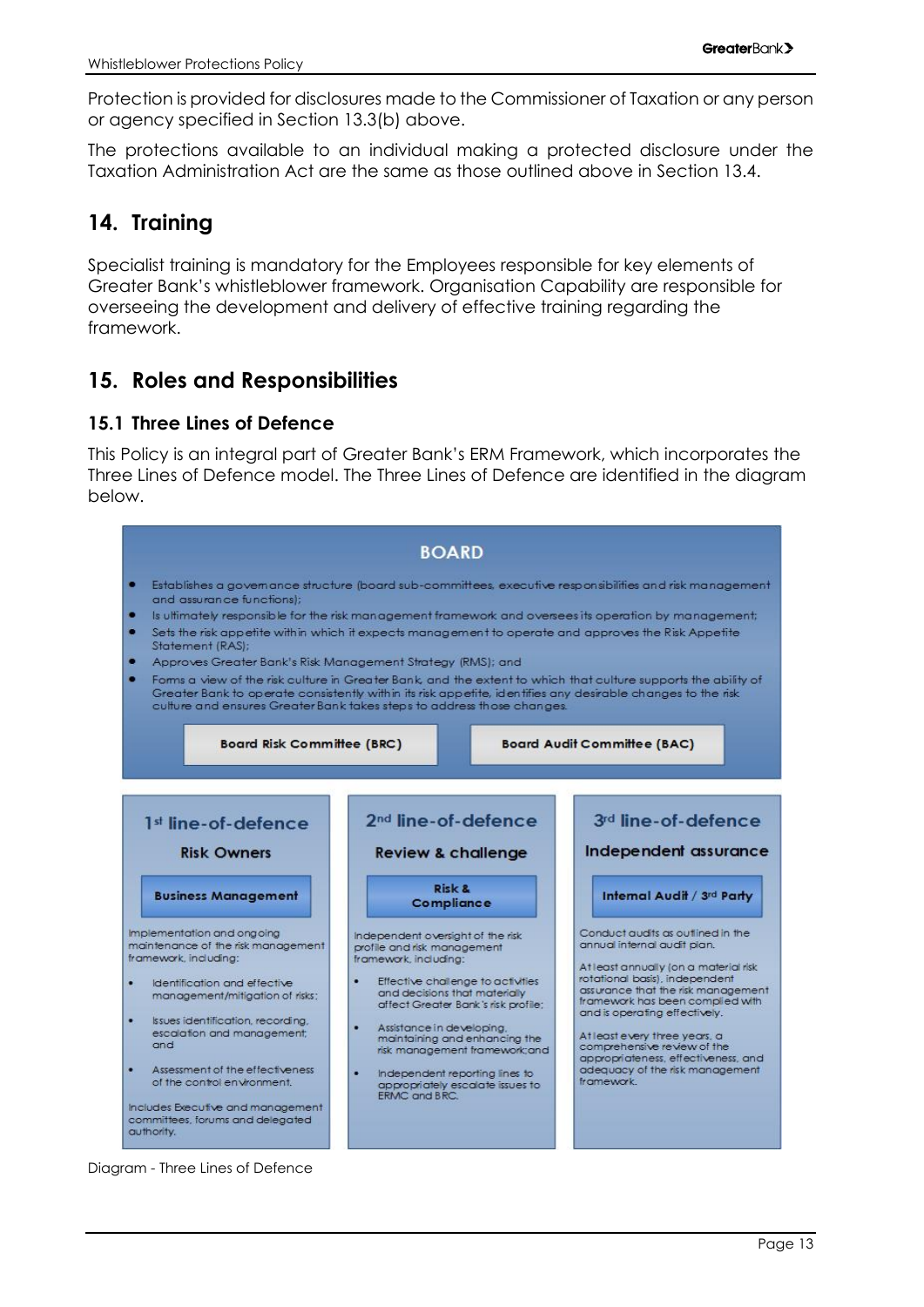Protection is provided for disclosures made to the Commissioner of Taxation or any person or agency specified in Section 13.3(b) above.

The protections available to an individual making a protected disclosure under the Taxation Administration Act are the same as those outlined above in Section 13.4.

## 14. Training

Specialist training is mandatory for the Employees responsible for key elements of Greater Bank's whistleblower framework. Organisation Capability are responsible for overseeing the development and delivery of effective training regarding the framework.

## 15. Roles and Responsibilities

### 15.1 Three Lines of Defence

This Policy is an integral part of Greater Bank's ERM Framework, which incorporates the Three Lines of Defence model. The Three Lines of Defence are identified in the diagram below.

**BOARD**

- Establishes a governance structure (board sub-committees, executive responsibilities and risk management and assurance functions);
- Is ultimately responsible for the risk management framework and oversees its operation by management;
- Sets the risk appetite within which it expects management to operate and approves the Risk Appetite Statement (RAS);
- Approves Greater Bank's Risk Management Strategy (RMS); and
- Forms a view of the risk culture in Greater Bank and the extent to which that culture supports the ability of Greater Bank to operate consistently within its risk appetite, identifies any desirable changes to the risk culture and ensures Greater Bank takes steps to address those changes.

**Board Risk Committee (BRC)** | **Board Audit Committee (BAC)**

**1st line-of-defence – Risk Owners**

**Business Management**

Implementation and ongoing maintenance of the risk management framework, including:

- Identification and effective management/mitigation of risks;
- Issues identification, recording, escalation and management; and
- Assessment of the effectiveness of the control environment.

Includes Executive and management committees, forums and delegated authority.

**2nd line-of-defence – Review & challenge**

**Risk & Compliance**

Independent oversight of the risk profile and risk management framework, including:

- Effective challenge to activities and decisions that materially affect Greater Bank's risk profile;
- Assistance in developing, maintaining and enhancing the risk management framework; and
- Independent reporting lines to appropriately escalate issues to ERMC and BRC.

**3rd line-of-defence – Independent assurance**

**Internal Audit / 3rd Party**

Conduct audits as outlined in the annual internal audit plan.

At least annually (on a material risk rotational basis), independent assurance that the risk management framework has been complied with and is operating effectively.

At least every three years, a comprehensive review of the appropriateness, effectiveness, and adequacy of the risk management framework.

Diagram - Three Lines of Defence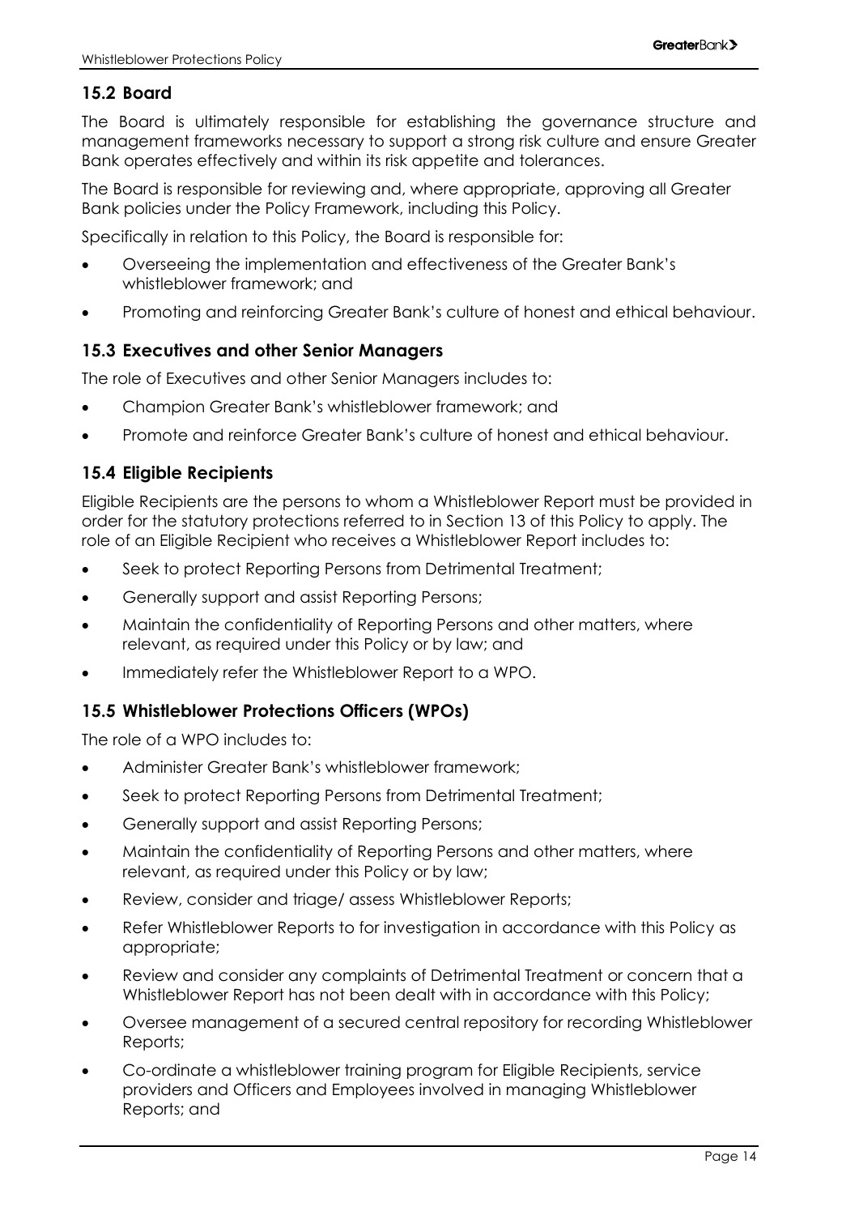### 15.2 Board

The Board is ultimately responsible for establishing the governance structure and management frameworks necessary to support a strong risk culture and ensure Greater Bank operates effectively and within its risk appetite and tolerances.

The Board is responsible for reviewing and, where appropriate, approving all Greater Bank policies under the Policy Framework, including this Policy.

Specifically in relation to this Policy, the Board is responsible for:

- Overseeing the implementation and effectiveness of the Greater Bank's whistleblower framework; and
- Promoting and reinforcing Greater Bank's culture of honest and ethical behaviour.

### 15.3 Executives and other Senior Managers

The role of Executives and other Senior Managers includes to:

- Champion Greater Bank's whistleblower framework; and
- Promote and reinforce Greater Bank's culture of honest and ethical behaviour.

### 15.4 Eligible Recipients

Eligible Recipients are the persons to whom a Whistleblower Report must be provided in order for the statutory protections referred to in Section 13 of this Policy to apply. The role of an Eligible Recipient who receives a Whistleblower Report includes to:

- Seek to protect Reporting Persons from Detrimental Treatment;
- Generally support and assist Reporting Persons;
- Maintain the confidentiality of Reporting Persons and other matters, where relevant, as required under this Policy or by law; and
- Immediately refer the Whistleblower Report to a WPO.

### 15.5 Whistleblower Protections Officers (WPOs)

The role of a WPO includes to:

- Administer Greater Bank's whistleblower framework;
- Seek to protect Reporting Persons from Detrimental Treatment;
- Generally support and assist Reporting Persons;
- Maintain the confidentiality of Reporting Persons and other matters, where relevant, as required under this Policy or by law;
- Review, consider and triage/ assess Whistleblower Reports;
- Refer Whistleblower Reports to for investigation in accordance with this Policy as appropriate;
- Review and consider any complaints of Detrimental Treatment or concern that a Whistleblower Report has not been dealt with in accordance with this Policy;
- Oversee management of a secured central repository for recording Whistleblower Reports;
- Co-ordinate a whistleblower training program for Eligible Recipients, service providers and Officers and Employees involved in managing Whistleblower Reports; and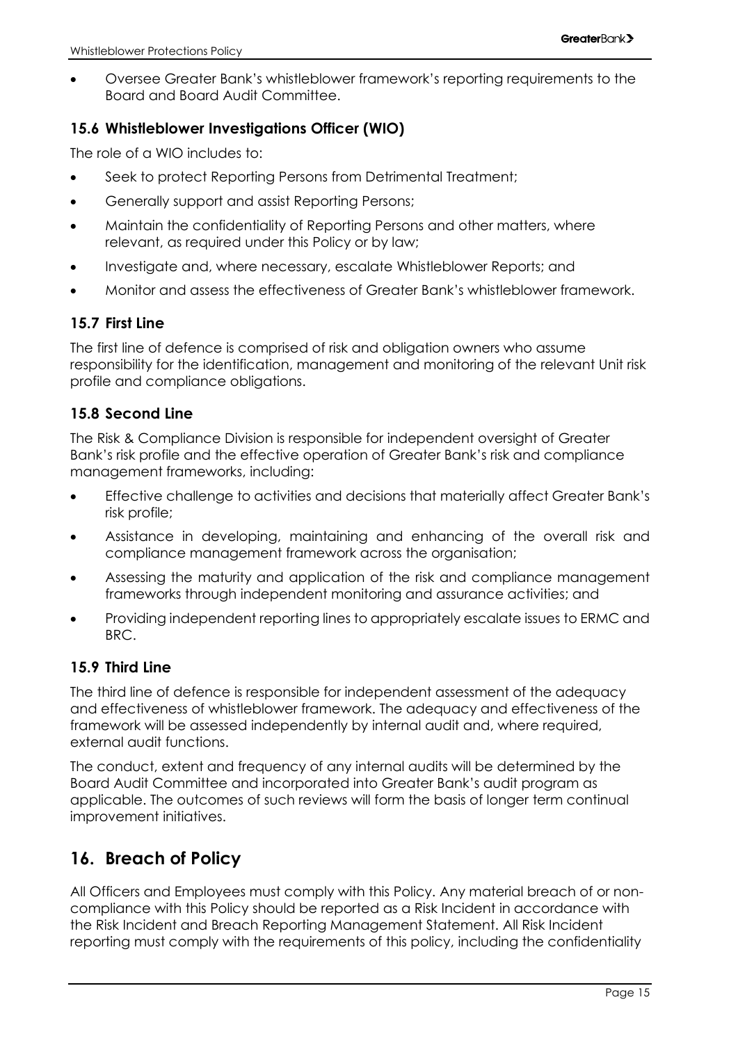- Oversee Greater Bank's whistleblower framework's reporting requirements to the Board and Board Audit Committee.

### 15.6 Whistleblower Investigations Officer (WIO)

The role of a WIO includes to:

- Seek to protect Reporting Persons from Detrimental Treatment;
- Generally support and assist Reporting Persons;
- Maintain the confidentiality of Reporting Persons and other matters, where relevant, as required under this Policy or by law;
- Investigate and, where necessary, escalate Whistleblower Reports; and
- Monitor and assess the effectiveness of Greater Bank's whistleblower framework.

### 15.7 First Line

The first line of defence is comprised of risk and obligation owners who assume responsibility for the identification, management and monitoring of the relevant Unit risk profile and compliance obligations.

### 15.8 Second Line

The Risk & Compliance Division is responsible for independent oversight of Greater Bank's risk profile and the effective operation of Greater Bank's risk and compliance management frameworks, including:

- Effective challenge to activities and decisions that materially affect Greater Bank's risk profile;
- Assistance in developing, maintaining and enhancing of the overall risk and compliance management framework across the organisation;
- Assessing the maturity and application of the risk and compliance management frameworks through independent monitoring and assurance activities; and
- Providing independent reporting lines to appropriately escalate issues to ERMC and BRC.

### 15.9 Third Line

The third line of defence is responsible for independent assessment of the adequacy and effectiveness of whistleblower framework. The adequacy and effectiveness of the framework will be assessed independently by internal audit and, where required, external audit functions.

The conduct, extent and frequency of any internal audits will be determined by the Board Audit Committee and incorporated into Greater Bank's audit program as applicable. The outcomes of such reviews will form the basis of longer term continual improvement initiatives.

## 16. Breach of Policy

All Officers and Employees must comply with this Policy. Any material breach of or non-compliance with this Policy should be reported as a Risk Incident in accordance with the Risk Incident and Breach Reporting Management Statement. All Risk Incident reporting must comply with the requirements of this policy, including the confidentiality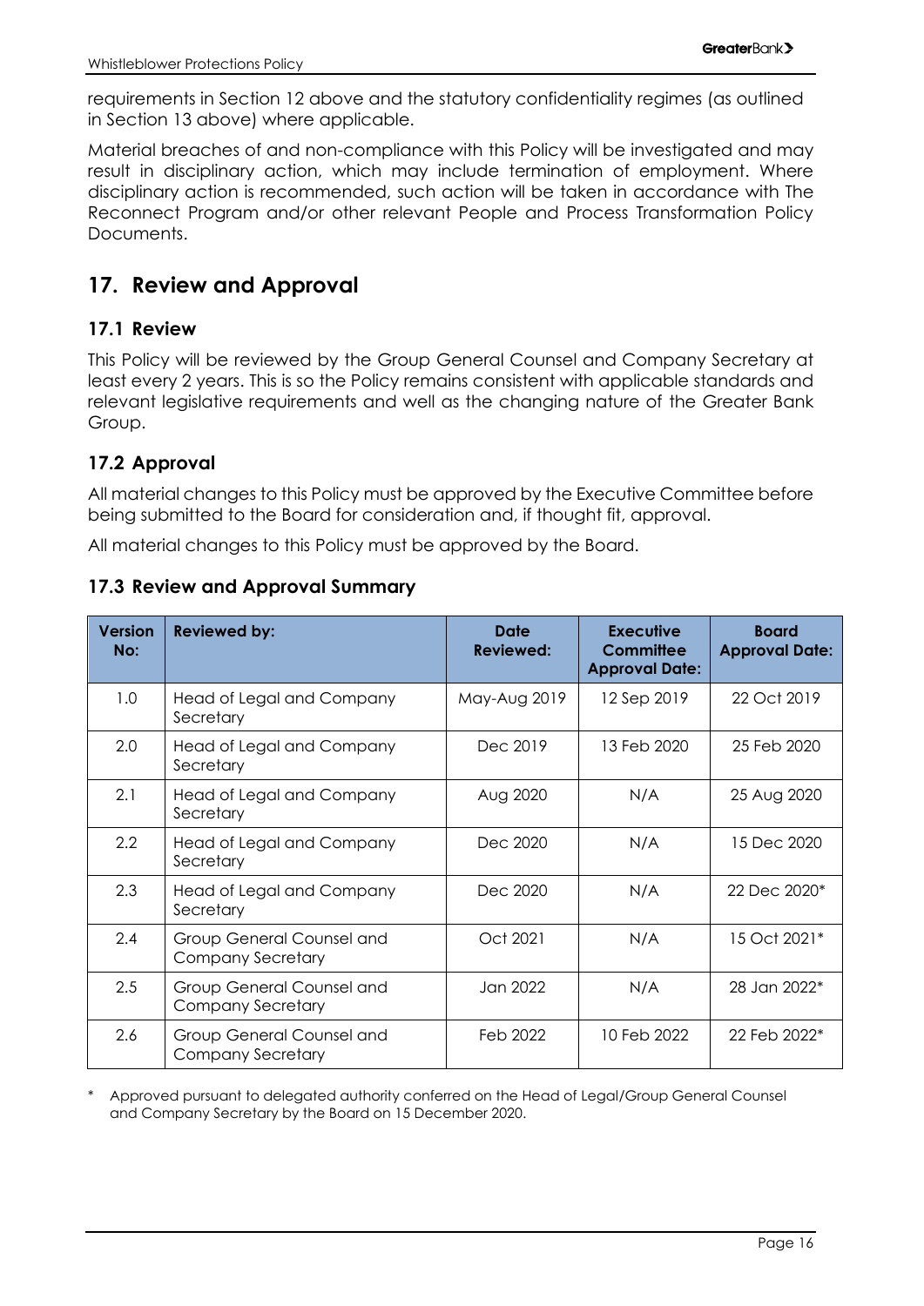requirements in Section 12 above and the statutory confidentiality regimes (as outlined in Section 13 above) where applicable.

Material breaches of and non-compliance with this Policy will be investigated and may result in disciplinary action, which may include termination of employment. Where disciplinary action is recommended, such action will be taken in accordance with The Reconnect Program and/or other relevant People and Process Transformation Policy Documents.

## 17. Review and Approval

### 17.1 Review

This Policy will be reviewed by the Group General Counsel and Company Secretary at least every 2 years. This is so the Policy remains consistent with applicable standards and relevant legislative requirements and well as the changing nature of the Greater Bank Group.

### 17.2 Approval

All material changes to this Policy must be approved by the Executive Committee before being submitted to the Board for consideration and, if thought fit, approval.

All material changes to this Policy must be approved by the Board.

### 17.3 Review and Approval Summary

| Version No: | Reviewed by: | Date Reviewed: | Executive Committee Approval Date: | Board Approval Date: |
|---|---|---|---|---|
| 1.0 | Head of Legal and Company Secretary | May-Aug 2019 | 12 Sep 2019 | 22 Oct 2019 |
| 2.0 | Head of Legal and Company Secretary | Dec 2019 | 13 Feb 2020 | 25 Feb 2020 |
| 2.1 | Head of Legal and Company Secretary | Aug 2020 | N/A | 25 Aug 2020 |
| 2.2 | Head of Legal and Company Secretary | Dec 2020 | N/A | 15 Dec 2020 |
| 2.3 | Head of Legal and Company Secretary | Dec 2020 | N/A | 22 Dec 2020* |
| 2.4 | Group General Counsel and Company Secretary | Oct 2021 | N/A | 15 Oct 2021* |
| 2.5 | Group General Counsel and Company Secretary | Jan 2022 | N/A | 28 Jan 2022* |
| 2.6 | Group General Counsel and Company Secretary | Feb 2022 | 10 Feb 2022 | 22 Feb 2022* |

\* Approved pursuant to delegated authority conferred on the Head of Legal/Group General Counsel and Company Secretary by the Board on 15 December 2020.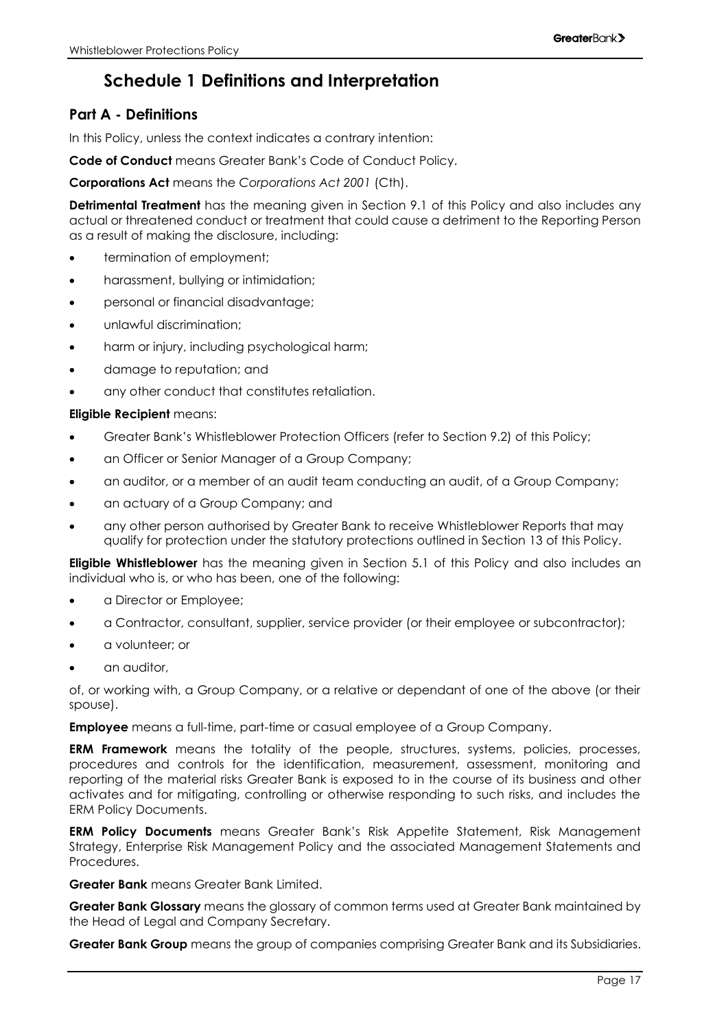# Schedule 1 Definitions and Interpretation

## Part A - Definitions

In this Policy, unless the context indicates a contrary intention:

**Code of Conduct** means Greater Bank's Code of Conduct Policy.

**Corporations Act** means the *Corporations Act 2001* (Cth).

**Detrimental Treatment** has the meaning given in Section 9.1 of this Policy and also includes any actual or threatened conduct or treatment that could cause a detriment to the Reporting Person as a result of making the disclosure, including:

- termination of employment;
- harassment, bullying or intimidation;
- personal or financial disadvantage;
- unlawful discrimination;
- harm or injury, including psychological harm;
- damage to reputation; and
- any other conduct that constitutes retaliation.

**Eligible Recipient** means:

- Greater Bank's Whistleblower Protection Officers (refer to Section 9.2) of this Policy;
- an Officer or Senior Manager of a Group Company;
- an auditor, or a member of an audit team conducting an audit, of a Group Company;
- an actuary of a Group Company; and
- any other person authorised by Greater Bank to receive Whistleblower Reports that may qualify for protection under the statutory protections outlined in Section 13 of this Policy.

**Eligible Whistleblower** has the meaning given in Section 5.1 of this Policy and also includes an individual who is, or who has been, one of the following:

- a Director or Employee;
- a Contractor, consultant, supplier, service provider (or their employee or subcontractor);
- a volunteer; or
- an auditor,

of, or working with, a Group Company, or a relative or dependant of one of the above (or their spouse).

**Employee** means a full-time, part-time or casual employee of a Group Company.

**ERM Framework** means the totality of the people, structures, systems, policies, processes, procedures and controls for the identification, measurement, assessment, monitoring and reporting of the material risks Greater Bank is exposed to in the course of its business and other activates and for mitigating, controlling or otherwise responding to such risks, and includes the ERM Policy Documents.

**ERM Policy Documents** means Greater Bank's Risk Appetite Statement, Risk Management Strategy, Enterprise Risk Management Policy and the associated Management Statements and Procedures.

**Greater Bank** means Greater Bank Limited.

**Greater Bank Glossary** means the glossary of common terms used at Greater Bank maintained by the Head of Legal and Company Secretary.

**Greater Bank Group** means the group of companies comprising Greater Bank and its Subsidiaries.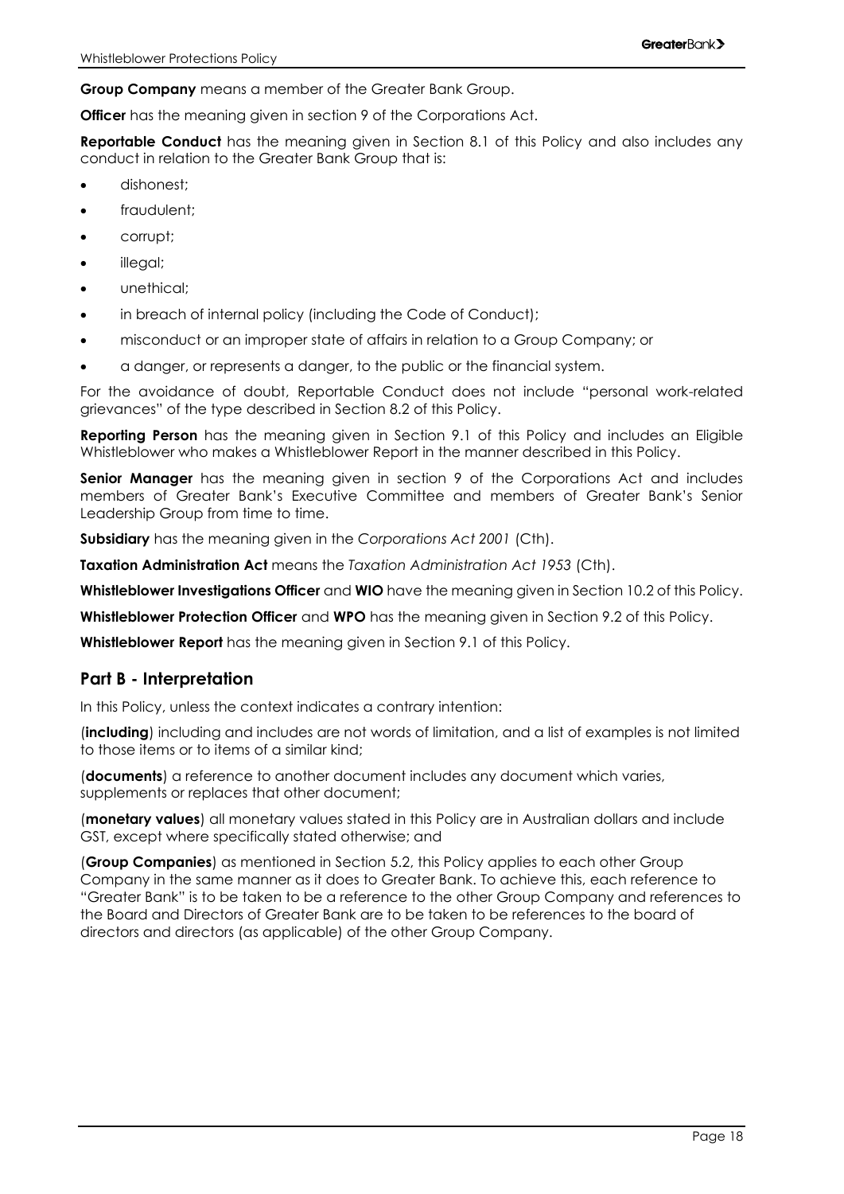**Group Company** means a member of the Greater Bank Group.

**Officer** has the meaning given in section 9 of the Corporations Act.

**Reportable Conduct** has the meaning given in Section 8.1 of this Policy and also includes any conduct in relation to the Greater Bank Group that is:

- dishonest;
- fraudulent;
- corrupt;
- illegal;
- unethical;
- in breach of internal policy (including the Code of Conduct);
- misconduct or an improper state of affairs in relation to a Group Company; or
- a danger, or represents a danger, to the public or the financial system.

For the avoidance of doubt, Reportable Conduct does not include "personal work-related grievances" of the type described in Section 8.2 of this Policy.

**Reporting Person** has the meaning given in Section 9.1 of this Policy and includes an Eligible Whistleblower who makes a Whistleblower Report in the manner described in this Policy.

**Senior Manager** has the meaning given in section 9 of the Corporations Act and includes members of Greater Bank's Executive Committee and members of Greater Bank's Senior Leadership Group from time to time.

**Subsidiary** has the meaning given in the *Corporations Act 2001* (Cth).

**Taxation Administration Act** means the *Taxation Administration Act 1953* (Cth).

**Whistleblower Investigations Officer** and **WIO** have the meaning given in Section 10.2 of this Policy.

**Whistleblower Protection Officer** and **WPO** has the meaning given in Section 9.2 of this Policy.

**Whistleblower Report** has the meaning given in Section 9.1 of this Policy.

## Part B - Interpretation

In this Policy, unless the context indicates a contrary intention:

(**including**) including and includes are not words of limitation, and a list of examples is not limited to those items or to items of a similar kind;

(**documents**) a reference to another document includes any document which varies, supplements or replaces that other document;

(**monetary values**) all monetary values stated in this Policy are in Australian dollars and include GST, except where specifically stated otherwise; and

(**Group Companies**) as mentioned in Section 5.2, this Policy applies to each other Group Company in the same manner as it does to Greater Bank. To achieve this, each reference to "Greater Bank" is to be taken to be a reference to the other Group Company and references to the Board and Directors of Greater Bank are to be taken to be references to the board of directors and directors (as applicable) of the other Group Company.